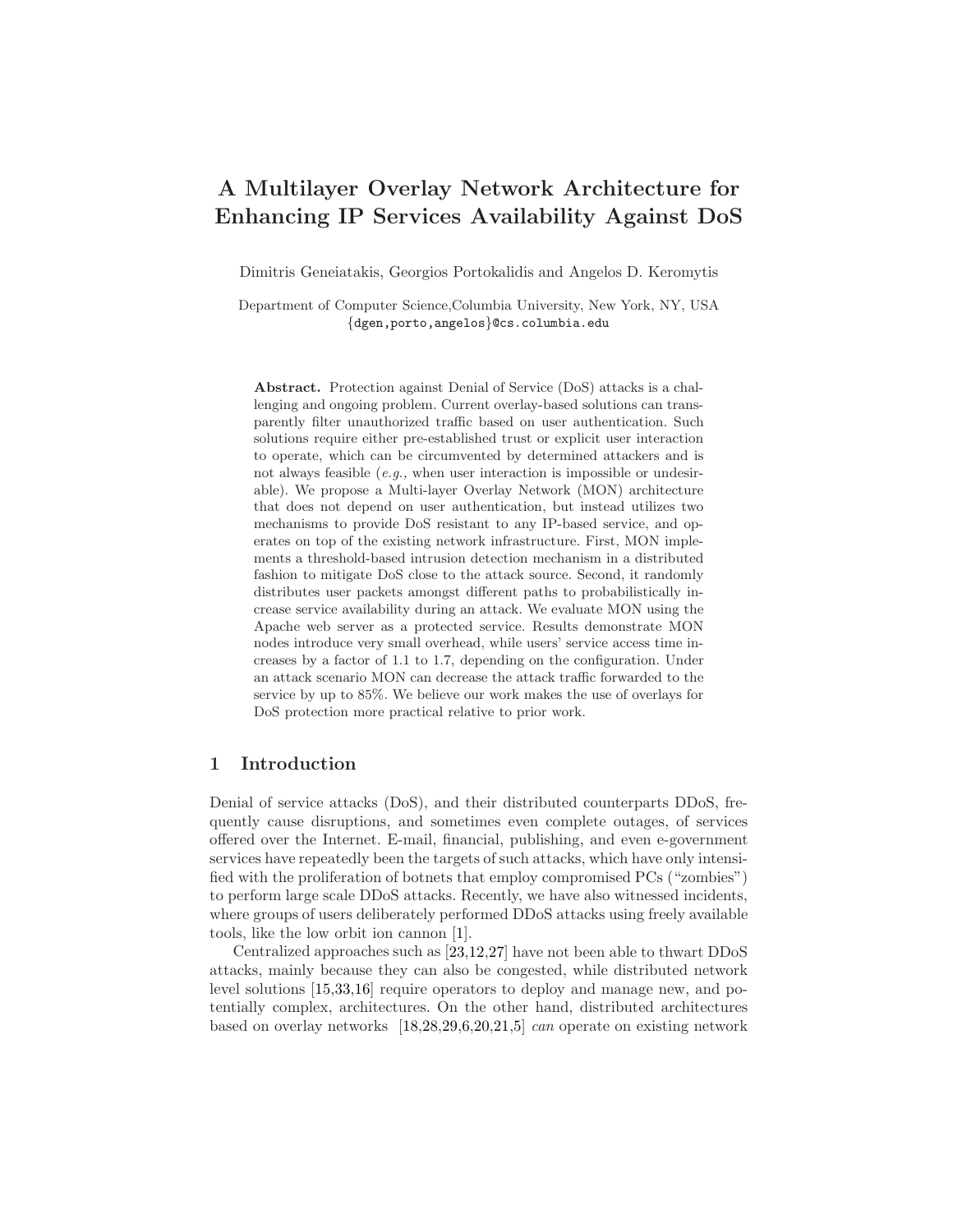# A Multilayer Overlay Network Architecture for Enhancing IP Services Availability Against DoS

Dimitris Geneiatakis, Georgios Portokalidis and Angelos D. Keromytis

Department of Computer Science,Columbia University, New York, NY, USA
{dgen,porto,angelos}@cs.columbia.edu

**Abstract.** Protection against Denial of Service (DoS) attacks is a challenging and ongoing problem. Current overlay-based solutions can transparently filter unauthorized traffic based on user authentication. Such solutions require either pre-established trust or explicit user interaction to operate, which can be circumvented by determined attackers and is not always feasible (*e.g.,* when user interaction is impossible or undesirable). We propose a Multi-layer Overlay Network (MON) architecture that does not depend on user authentication, but instead utilizes two mechanisms to provide DoS resistant to any IP-based service, and operates on top of the existing network infrastructure. First, MON implements a threshold-based intrusion detection mechanism in a distributed fashion to mitigate DoS close to the attack source. Second, it randomly distributes user packets amongst different paths to probabilistically increase service availability during an attack. We evaluate MON using the Apache web server as a protected service. Results demonstrate MON nodes introduce very small overhead, while users' service access time increases by a factor of 1.1 to 1.7, depending on the configuration. Under an attack scenario MON can decrease the attack traffic forwarded to the service by up to 85%. We believe our work makes the use of overlays for DoS protection more practical relative to prior work.

## 1 Introduction

Denial of service attacks (DoS), and their distributed counterparts DDoS, frequently cause disruptions, and sometimes even complete outages, of services offered over the Internet. E-mail, financial, publishing, and even e-government services have repeatedly been the targets of such attacks, which have only intensified with the proliferation of botnets that employ compromised PCs ("zombies") to perform large scale DDoS attacks. Recently, we have also witnessed incidents, where groups of users deliberately performed DDoS attacks using freely available tools, like the low orbit ion cannon [1].

Centralized approaches such as [23,12,27] have not been able to thwart DDoS attacks, mainly because they can also be congested, while distributed network level solutions [15,33,16] require operators to deploy and manage new, and potentially complex, architectures. On the other hand, distributed architectures based on overlay networks [18,28,29,6,20,21,5] *can* operate on existing network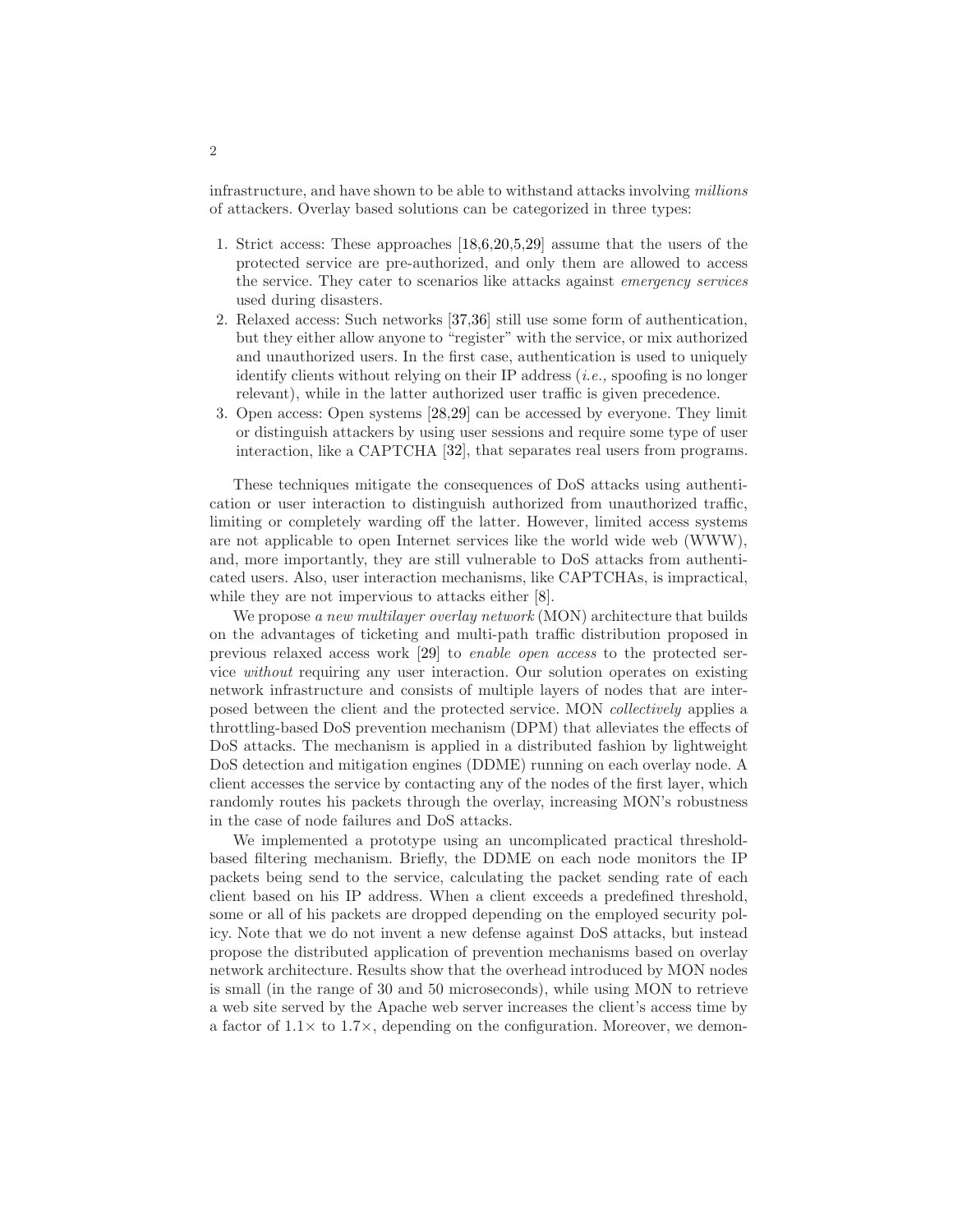infrastructure, and have shown to be able to withstand attacks involving *millions* of attackers. Overlay based solutions can be categorized in three types:

1. Strict access: These approaches [18,6,20,5,29] assume that the users of the protected service are pre-authorized, and only them are allowed to access the service. They cater to scenarios like attacks against *emergency services* used during disasters.
2. Relaxed access: Such networks [37,36] still use some form of authentication, but they either allow anyone to "register" with the service, or mix authorized and unauthorized users. In the first case, authentication is used to uniquely identify clients without relying on their IP address (*i.e.,* spoofing is no longer relevant), while in the latter authorized user traffic is given precedence.
3. Open access: Open systems [28,29] can be accessed by everyone. They limit or distinguish attackers by using user sessions and require some type of user interaction, like a CAPTCHA [32], that separates real users from programs.

These techniques mitigate the consequences of DoS attacks using authentication or user interaction to distinguish authorized from unauthorized traffic, limiting or completely warding off the latter. However, limited access systems are not applicable to open Internet services like the world wide web (WWW), and, more importantly, they are still vulnerable to DoS attacks from authenticated users. Also, user interaction mechanisms, like CAPTCHAs, is impractical, while they are not impervious to attacks either [8].

We propose *a new multilayer overlay network* (MON) architecture that builds on the advantages of ticketing and multi-path traffic distribution proposed in previous relaxed access work [29] to *enable open access* to the protected service *without* requiring any user interaction. Our solution operates on existing network infrastructure and consists of multiple layers of nodes that are interposed between the client and the protected service. MON *collectively* applies a throttling-based DoS prevention mechanism (DPM) that alleviates the effects of DoS attacks. The mechanism is applied in a distributed fashion by lightweight DoS detection and mitigation engines (DDME) running on each overlay node. A client accesses the service by contacting any of the nodes of the first layer, which randomly routes his packets through the overlay, increasing MON's robustness in the case of node failures and DoS attacks.

We implemented a prototype using an uncomplicated practical threshold-based filtering mechanism. Briefly, the DDME on each node monitors the IP packets being send to the service, calculating the packet sending rate of each client based on his IP address. When a client exceeds a predefined threshold, some or all of his packets are dropped depending on the employed security policy. Note that we do not invent a new defense against DoS attacks, but instead propose the distributed application of prevention mechanisms based on overlay network architecture. Results show that the overhead introduced by MON nodes is small (in the range of 30 and 50 microseconds), while using MON to retrieve a web site served by the Apache web server increases the client's access time by a factor of 1.1× to 1.7×, depending on the configuration. Moreover, we demon-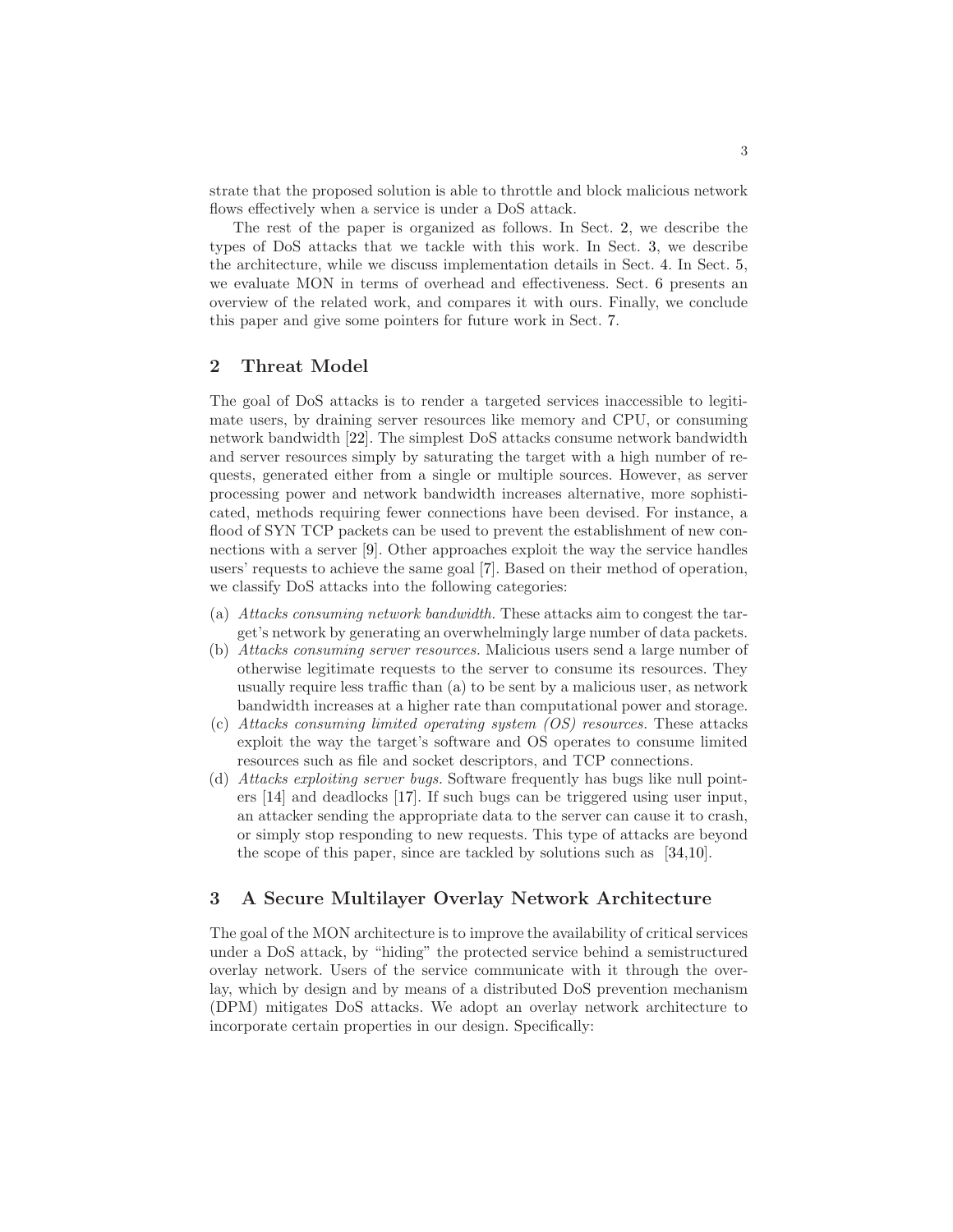strate that the proposed solution is able to throttle and block malicious network flows effectively when a service is under a DoS attack.

The rest of the paper is organized as follows. In Sect. 2, we describe the types of DoS attacks that we tackle with this work. In Sect. 3, we describe the architecture, while we discuss implementation details in Sect. 4. In Sect. 5, we evaluate MON in terms of overhead and effectiveness. Sect. 6 presents an overview of the related work, and compares it with ours. Finally, we conclude this paper and give some pointers for future work in Sect. 7.

## 2 Threat Model

The goal of DoS attacks is to render a targeted services inaccessible to legitimate users, by draining server resources like memory and CPU, or consuming network bandwidth [22]. The simplest DoS attacks consume network bandwidth and server resources simply by saturating the target with a high number of requests, generated either from a single or multiple sources. However, as server processing power and network bandwidth increases alternative, more sophisticated, methods requiring fewer connections have been devised. For instance, a flood of SYN TCP packets can be used to prevent the establishment of new connections with a server [9]. Other approaches exploit the way the service handles users' requests to achieve the same goal [7]. Based on their method of operation, we classify DoS attacks into the following categories:

(a) *Attacks consuming network bandwidth.* These attacks aim to congest the target's network by generating an overwhelmingly large number of data packets.
(b) *Attacks consuming server resources.* Malicious users send a large number of otherwise legitimate requests to the server to consume its resources. They usually require less traffic than (a) to be sent by a malicious user, as network bandwidth increases at a higher rate than computational power and storage.
(c) *Attacks consuming limited operating system (OS) resources.* These attacks exploit the way the target's software and OS operates to consume limited resources such as file and socket descriptors, and TCP connections.
(d) *Attacks exploiting server bugs.* Software frequently has bugs like null pointers [14] and deadlocks [17]. If such bugs can be triggered using user input, an attacker sending the appropriate data to the server can cause it to crash, or simply stop responding to new requests. This type of attacks are beyond the scope of this paper, since are tackled by solutions such as [34,10].

## 3 A Secure Multilayer Overlay Network Architecture

The goal of the MON architecture is to improve the availability of critical services under a DoS attack, by "hiding" the protected service behind a semistructured overlay network. Users of the service communicate with it through the overlay, which by design and by means of a distributed DoS prevention mechanism (DPM) mitigates DoS attacks. We adopt an overlay network architecture to incorporate certain properties in our design. Specifically: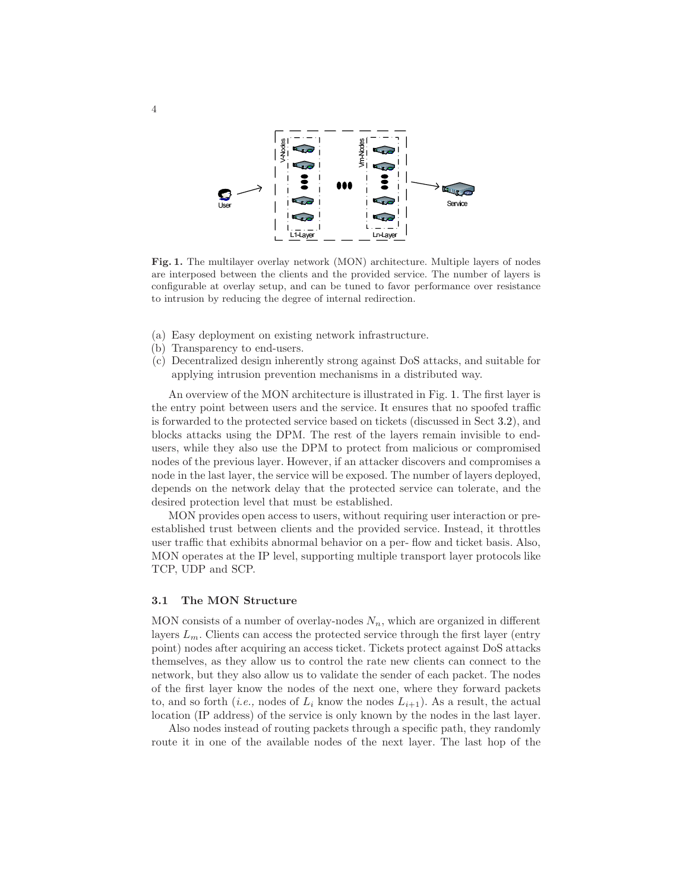**Fig. 1.** The multilayer overlay network (MON) architecture. Multiple layers of nodes are interposed between the clients and the provided service. The number of layers is configurable at overlay setup, and can be tuned to favor performance over resistance to intrusion by reducing the degree of internal redirection.

(a) Easy deployment on existing network infrastructure.
(b) Transparency to end-users.
(c) Decentralized design inherently strong against DoS attacks, and suitable for applying intrusion prevention mechanisms in a distributed way.

An overview of the MON architecture is illustrated in Fig. 1. The first layer is the entry point between users and the service. It ensures that no spoofed traffic is forwarded to the protected service based on tickets (discussed in Sect 3.2), and blocks attacks using the DPM. The rest of the layers remain invisible to end-users, while they also use the DPM to protect from malicious or compromised nodes of the previous layer. However, if an attacker discovers and compromises a node in the last layer, the service will be exposed. The number of layers deployed, depends on the network delay that the protected service can tolerate, and the desired protection level that must be established.

MON provides open access to users, without requiring user interaction or pre-established trust between clients and the provided service. Instead, it throttles user traffic that exhibits abnormal behavior on a per- flow and ticket basis. Also, MON operates at the IP level, supporting multiple transport layer protocols like TCP, UDP and SCP.

### 3.1 The MON Structure

MON consists of a number of overlay-nodes $N_n$, which are organized in different layers $L_m$. Clients can access the protected service through the first layer (entry point) nodes after acquiring an access ticket. Tickets protect against DoS attacks themselves, as they allow us to control the rate new clients can connect to the network, but they also allow us to validate the sender of each packet. The nodes of the first layer know the nodes of the next one, where they forward packets to, and so forth (*i.e.,* nodes of $L_i$ know the nodes $L_{i+1}$). As a result, the actual location (IP address) of the service is only known by the nodes in the last layer.

Also nodes instead of routing packets through a specific path, they randomly route it in one of the available nodes of the next layer. The last hop of the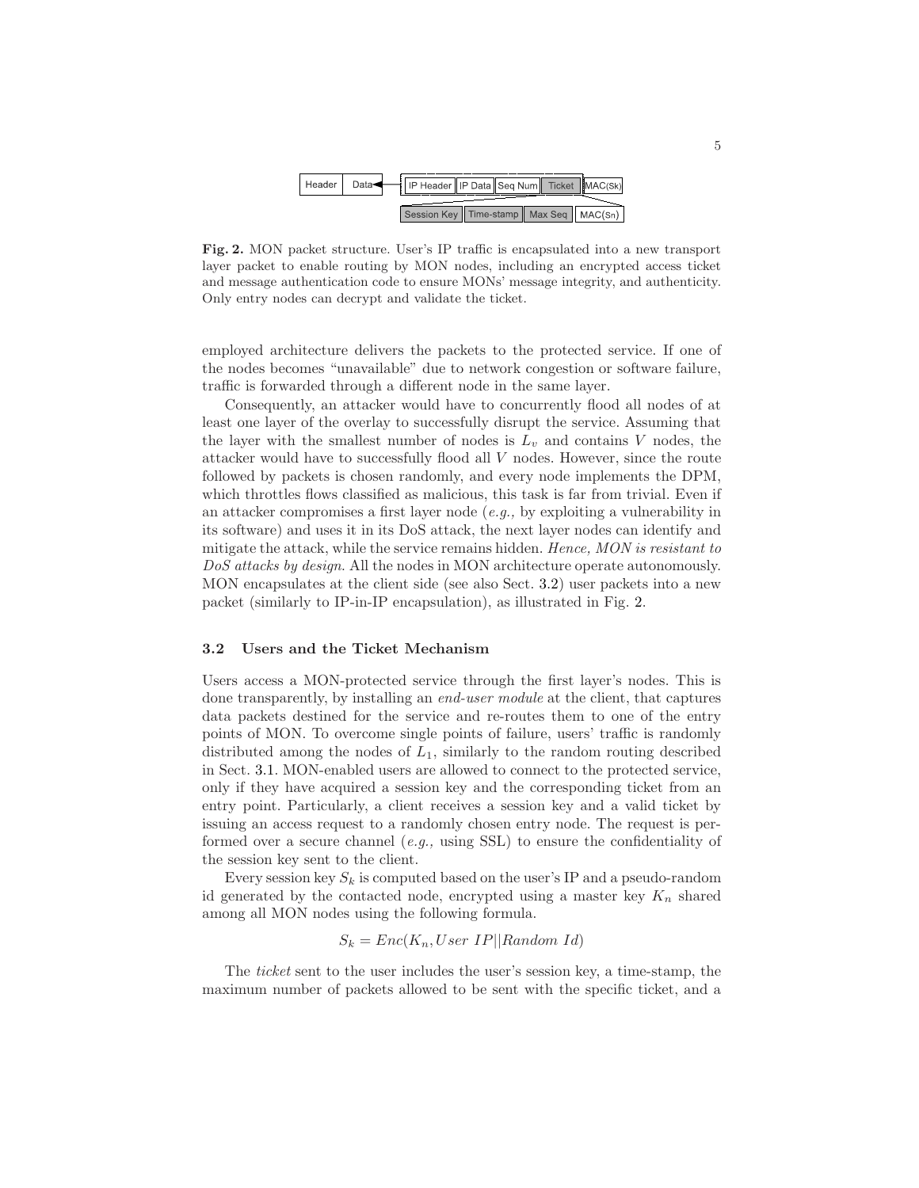Fig. 2. MON packet structure. User's IP traffic is encapsulated into a new transport layer packet to enable routing by MON nodes, including an encrypted access ticket and message authentication code to ensure MONs' message integrity, and authenticity. Only entry nodes can decrypt and validate the ticket.

employed architecture delivers the packets to the protected service. If one of the nodes becomes "unavailable" due to network congestion or software failure, traffic is forwarded through a different node in the same layer.

Consequently, an attacker would have to concurrently flood all nodes of at least one layer of the overlay to successfully disrupt the service. Assuming that the layer with the smallest number of nodes is $L_v$ and contains $V$ nodes, the attacker would have to successfully flood all $V$ nodes. However, since the route followed by packets is chosen randomly, and every node implements the DPM, which throttles flows classified as malicious, this task is far from trivial. Even if an attacker compromises a first layer node (*e.g.,* by exploiting a vulnerability in its software) and uses it in its DoS attack, the next layer nodes can identify and mitigate the attack, while the service remains hidden. *Hence, MON is resistant to DoS attacks by design*. All the nodes in MON architecture operate autonomously. MON encapsulates at the client side (see also Sect. 3.2) user packets into a new packet (similarly to IP-in-IP encapsulation), as illustrated in Fig. 2.

### 3.2 Users and the Ticket Mechanism

Users access a MON-protected service through the first layer's nodes. This is done transparently, by installing an *end-user module* at the client, that captures data packets destined for the service and re-routes them to one of the entry points of MON. To overcome single points of failure, users' traffic is randomly distributed among the nodes of $L_1$, similarly to the random routing described in Sect. 3.1. MON-enabled users are allowed to connect to the protected service, only if they have acquired a session key and the corresponding ticket from an entry point. Particularly, a client receives a session key and a valid ticket by issuing an access request to a randomly chosen entry node. The request is performed over a secure channel (*e.g.,* using SSL) to ensure the confidentiality of the session key sent to the client.

Every session key $S_k$ is computed based on the user's IP and a pseudo-random id generated by the contacted node, encrypted using a master key $K_n$ shared among all MON nodes using the following formula.

$$S_k = Enc(K_n, User\ IP || Random\ Id)$$

The *ticket* sent to the user includes the user's session key, a time-stamp, the maximum number of packets allowed to be sent with the specific ticket, and a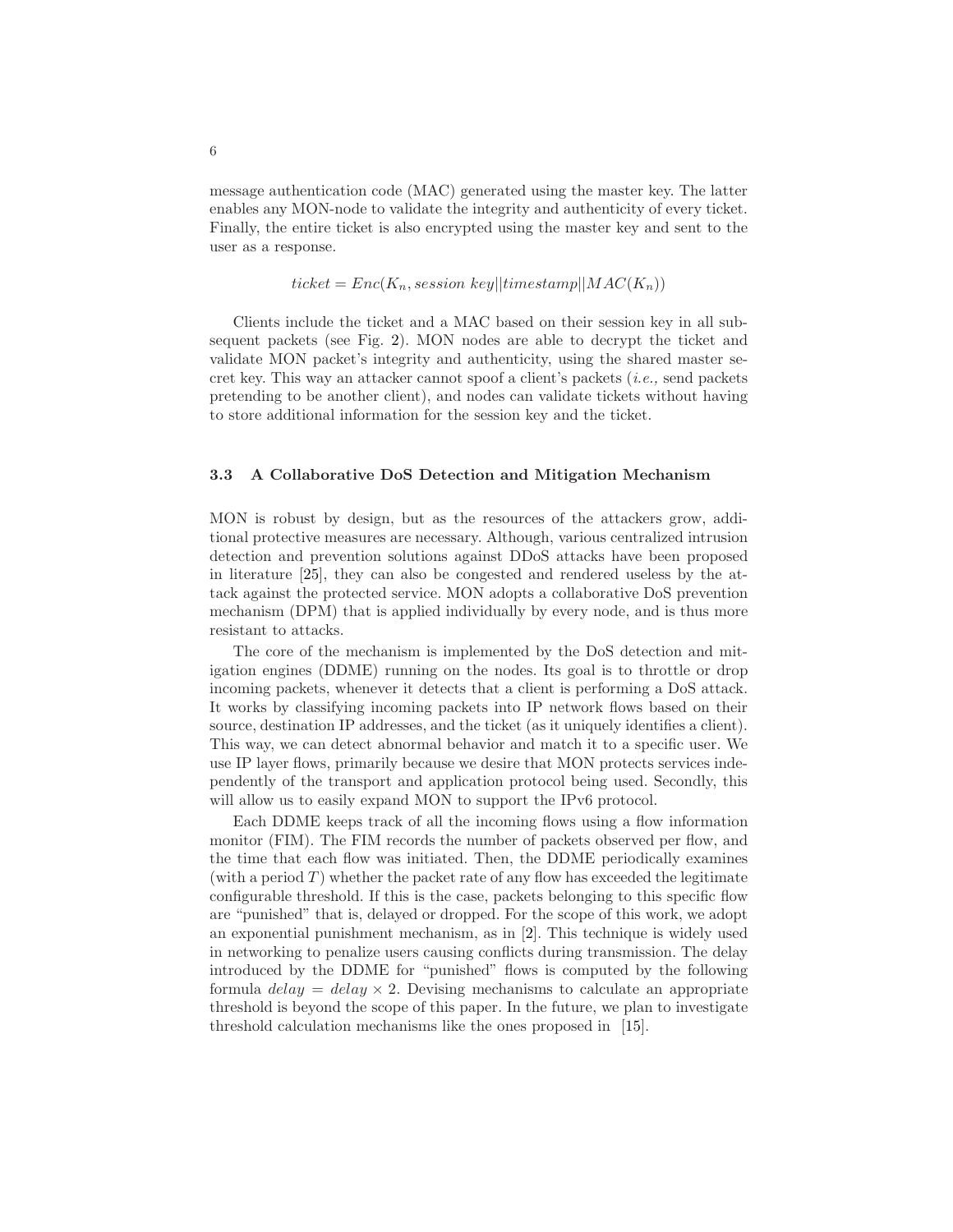message authentication code (MAC) generated using the master key. The latter enables any MON-node to validate the integrity and authenticity of every ticket. Finally, the entire ticket is also encrypted using the master key and sent to the user as a response.

$$ticket = Enc(K_n, session\ key||timestamp||MAC(K_n))$$

Clients include the ticket and a MAC based on their session key in all subsequent packets (see Fig. 2). MON nodes are able to decrypt the ticket and validate MON packet's integrity and authenticity, using the shared master secret key. This way an attacker cannot spoof a client's packets (*i.e.,* send packets pretending to be another client), and nodes can validate tickets without having to store additional information for the session key and the ticket.

### 3.3 A Collaborative DoS Detection and Mitigation Mechanism

MON is robust by design, but as the resources of the attackers grow, additional protective measures are necessary. Although, various centralized intrusion detection and prevention solutions against DDoS attacks have been proposed in literature [25], they can also be congested and rendered useless by the attack against the protected service. MON adopts a collaborative DoS prevention mechanism (DPM) that is applied individually by every node, and is thus more resistant to attacks.

The core of the mechanism is implemented by the DoS detection and mitigation engines (DDME) running on the nodes. Its goal is to throttle or drop incoming packets, whenever it detects that a client is performing a DoS attack. It works by classifying incoming packets into IP network flows based on their source, destination IP addresses, and the ticket (as it uniquely identifies a client). This way, we can detect abnormal behavior and match it to a specific user. We use IP layer flows, primarily because we desire that MON protects services independently of the transport and application protocol being used. Secondly, this will allow us to easily expand MON to support the IPv6 protocol.

Each DDME keeps track of all the incoming flows using a flow information monitor (FIM). The FIM records the number of packets observed per flow, and the time that each flow was initiated. Then, the DDME periodically examines (with a period $T$) whether the packet rate of any flow has exceeded the legitimate configurable threshold. If this is the case, packets belonging to this specific flow are "punished" that is, delayed or dropped. For the scope of this work, we adopt an exponential punishment mechanism, as in [2]. This technique is widely used in networking to penalize users causing conflicts during transmission. The delay introduced by the DDME for "punished" flows is computed by the following formula $delay = delay \times 2$. Devising mechanisms to calculate an appropriate threshold is beyond the scope of this paper. In the future, we plan to investigate threshold calculation mechanisms like the ones proposed in [15].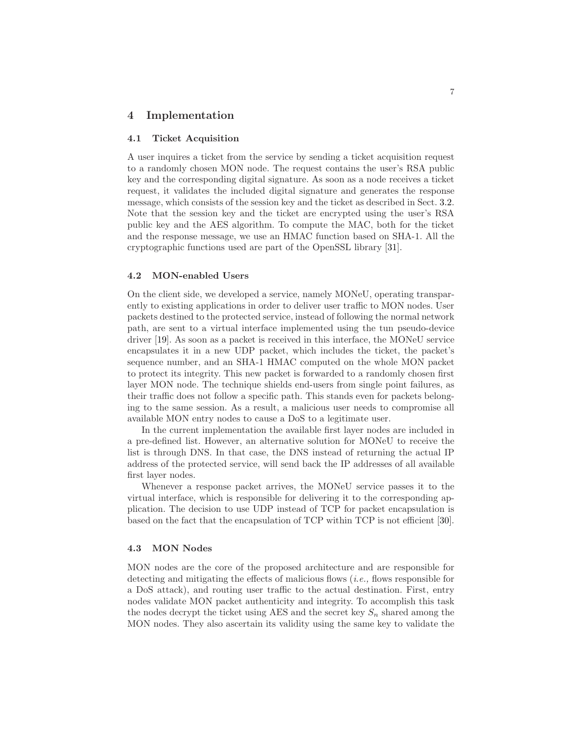## 4 Implementation

### 4.1 Ticket Acquisition

A user inquires a ticket from the service by sending a ticket acquisition request to a randomly chosen MON node. The request contains the user's RSA public key and the corresponding digital signature. As soon as a node receives a ticket request, it validates the included digital signature and generates the response message, which consists of the session key and the ticket as described in Sect. 3.2. Note that the session key and the ticket are encrypted using the user's RSA public key and the AES algorithm. To compute the MAC, both for the ticket and the response message, we use an HMAC function based on SHA-1. All the cryptographic functions used are part of the OpenSSL library [31].

### 4.2 MON-enabled Users

On the client side, we developed a service, namely MONeU, operating transparently to existing applications in order to deliver user traffic to MON nodes. User packets destined to the protected service, instead of following the normal network path, are sent to a virtual interface implemented using the tun pseudo-device driver [19]. As soon as a packet is received in this interface, the MONeU service encapsulates it in a new UDP packet, which includes the ticket, the packet's sequence number, and an SHA-1 HMAC computed on the whole MON packet to protect its integrity. This new packet is forwarded to a randomly chosen first layer MON node. The technique shields end-users from single point failures, as their traffic does not follow a specific path. This stands even for packets belonging to the same session. As a result, a malicious user needs to compromise all available MON entry nodes to cause a DoS to a legitimate user.

In the current implementation the available first layer nodes are included in a pre-defined list. However, an alternative solution for MONeU to receive the list is through DNS. In that case, the DNS instead of returning the actual IP address of the protected service, will send back the IP addresses of all available first layer nodes.

Whenever a response packet arrives, the MONeU service passes it to the virtual interface, which is responsible for delivering it to the corresponding application. The decision to use UDP instead of TCP for packet encapsulation is based on the fact that the encapsulation of TCP within TCP is not efficient [30].

### 4.3 MON Nodes

MON nodes are the core of the proposed architecture and are responsible for detecting and mitigating the effects of malicious flows (*i.e.,* flows responsible for a DoS attack), and routing user traffic to the actual destination. First, entry nodes validate MON packet authenticity and integrity. To accomplish this task the nodes decrypt the ticket using AES and the secret key $S_n$ shared among the MON nodes. They also ascertain its validity using the same key to validate the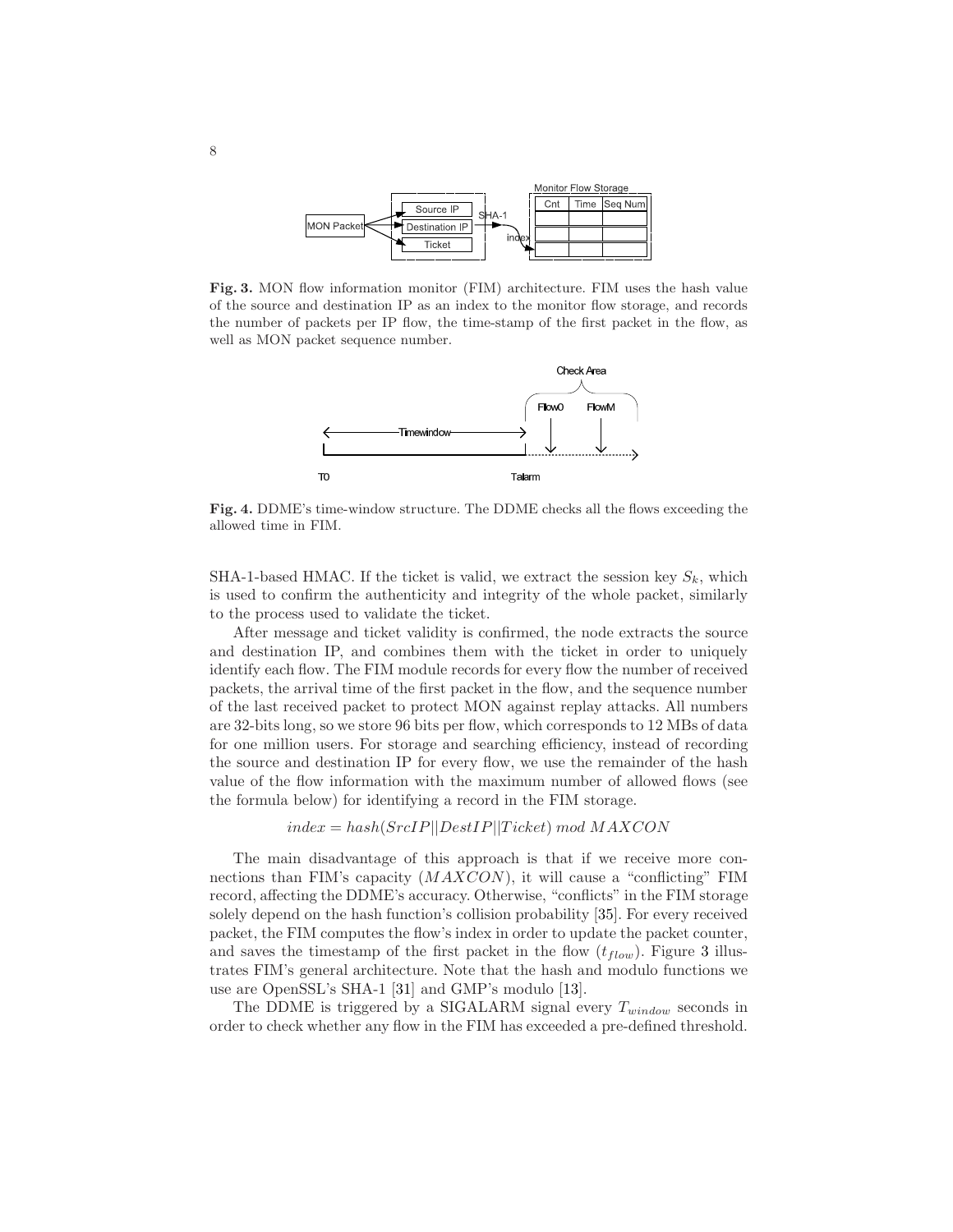**Fig. 3.** MON flow information monitor (FIM) architecture. FIM uses the hash value of the source and destination IP as an index to the monitor flow storage, and records the number of packets per IP flow, the time-stamp of the first packet in the flow, as well as MON packet sequence number.

**Fig. 4.** DDME's time-window structure. The DDME checks all the flows exceeding the allowed time in FIM.

SHA-1-based HMAC. If the ticket is valid, we extract the session key $S_k$, which is used to confirm the authenticity and integrity of the whole packet, similarly to the process used to validate the ticket.

After message and ticket validity is confirmed, the node extracts the source and destination IP, and combines them with the ticket in order to uniquely identify each flow. The FIM module records for every flow the number of received packets, the arrival time of the first packet in the flow, and the sequence number of the last received packet to protect MON against replay attacks. All numbers are 32-bits long, so we store 96 bits per flow, which corresponds to 12 MBs of data for one million users. For storage and searching efficiency, instead of recording the source and destination IP for every flow, we use the remainder of the hash value of the flow information with the maximum number of allowed flows (see the formula below) for identifying a record in the FIM storage.

$$index = hash(SrcIP||DestIP||Ticket) \ mod \ MAXCON$$

The main disadvantage of this approach is that if we receive more connections than FIM's capacity ($MAXCON$), it will cause a "conflicting" FIM record, affecting the DDME's accuracy. Otherwise, "conflicts" in the FIM storage solely depend on the hash function's collision probability [35]. For every received packet, the FIM computes the flow's index in order to update the packet counter, and saves the timestamp of the first packet in the flow ($t_{flow}$). Figure 3 illustrates FIM's general architecture. Note that the hash and modulo functions we use are OpenSSL's SHA-1 [31] and GMP's modulo [13].

The DDME is triggered by a SIGALARM signal every $T_{window}$ seconds in order to check whether any flow in the FIM has exceeded a pre-defined threshold.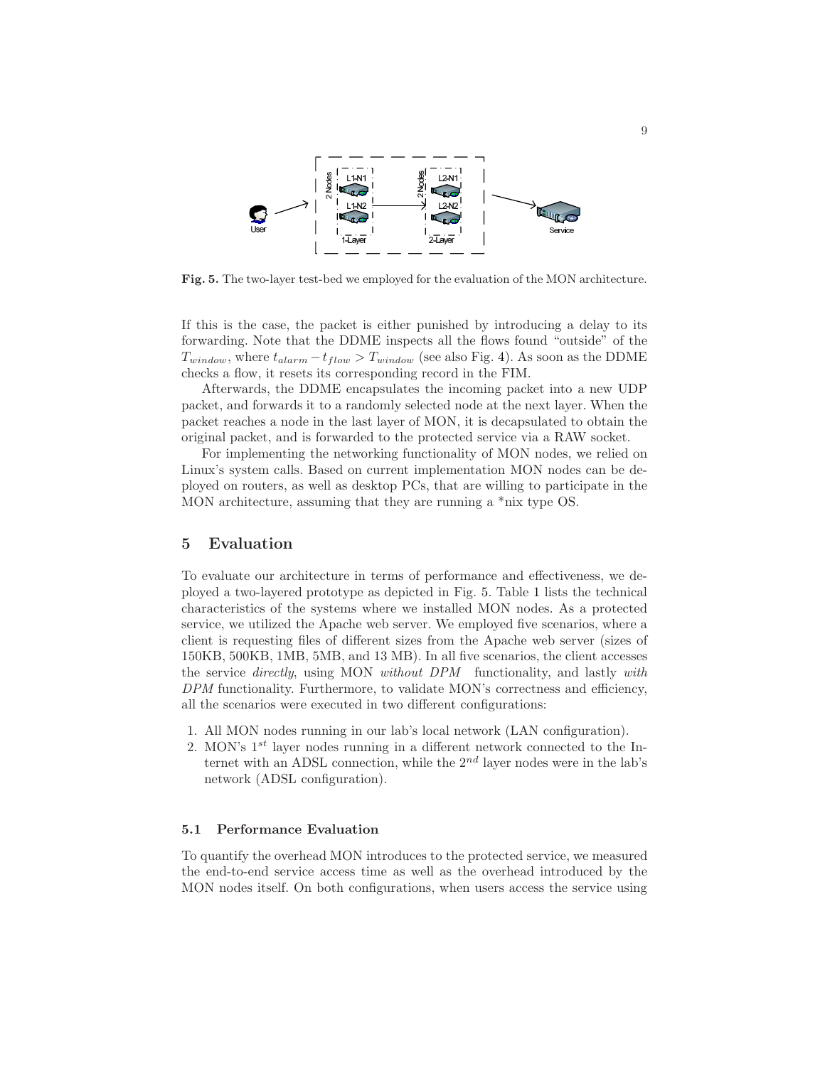Fig. 5. The two-layer test-bed we employed for the evaluation of the MON architecture.

If this is the case, the packet is either punished by introducing a delay to its forwarding. Note that the DDME inspects all the flows found "outside" of the $T_{window}$, where $t_{alarm} - t_{flow} > T_{window}$ (see also Fig. 4). As soon as the DDME checks a flow, it resets its corresponding record in the FIM.

Afterwards, the DDME encapsulates the incoming packet into a new UDP packet, and forwards it to a randomly selected node at the next layer. When the packet reaches a node in the last layer of MON, it is decapsulated to obtain the original packet, and is forwarded to the protected service via a RAW socket.

For implementing the networking functionality of MON nodes, we relied on Linux's system calls. Based on current implementation MON nodes can be deployed on routers, as well as desktop PCs, that are willing to participate in the MON architecture, assuming that they are running a *nix type OS.

## 5 Evaluation

To evaluate our architecture in terms of performance and effectiveness, we deployed a two-layered prototype as depicted in Fig. 5. Table 1 lists the technical characteristics of the systems where we installed MON nodes. As a protected service, we utilized the Apache web server. We employed five scenarios, where a client is requesting files of different sizes from the Apache web server (sizes of 150KB, 500KB, 1MB, 5MB, and 13 MB). In all five scenarios, the client accesses the service *directly*, using MON *without DPM* functionality, and lastly *with DPM* functionality. Furthermore, to validate MON's correctness and efficiency, all the scenarios were executed in two different configurations:

1. All MON nodes running in our lab's local network (LAN configuration).
2. MON's $1^{st}$ layer nodes running in a different network connected to the Internet with an ADSL connection, while the $2^{nd}$ layer nodes were in the lab's network (ADSL configuration).

### 5.1 Performance Evaluation

To quantify the overhead MON introduces to the protected service, we measured the end-to-end service access time as well as the overhead introduced by the MON nodes itself. On both configurations, when users access the service using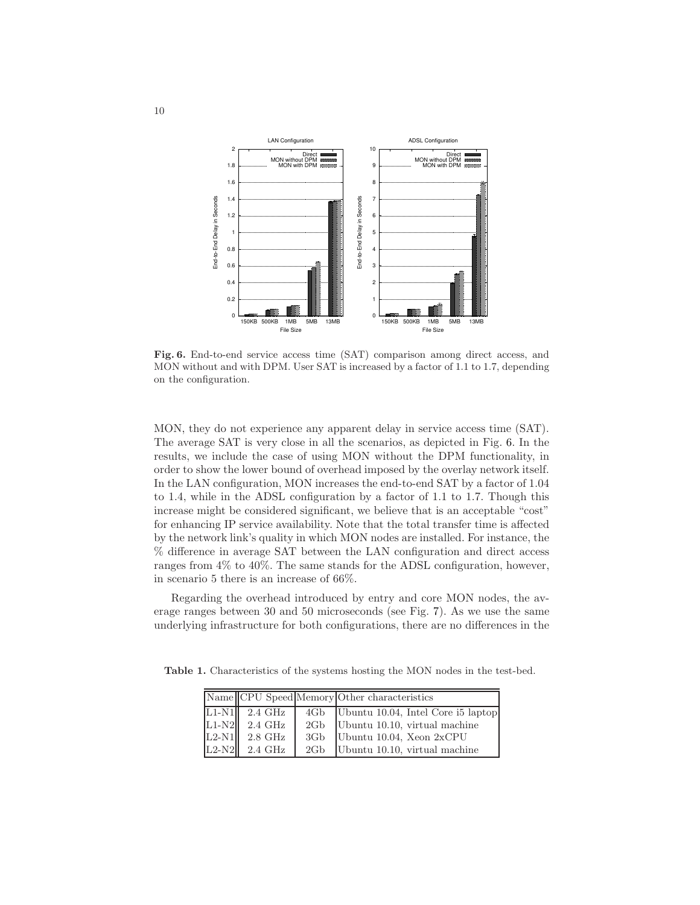**Fig. 6.** End-to-end service access time (SAT) comparison among direct access, and MON without and with DPM. User SAT is increased by a factor of 1.1 to 1.7, depending on the configuration.

MON, they do not experience any apparent delay in service access time (SAT). The average SAT is very close in all the scenarios, as depicted in Fig. 6. In the results, we include the case of using MON without the DPM functionality, in order to show the lower bound of overhead imposed by the overlay network itself. In the LAN configuration, MON increases the end-to-end SAT by a factor of 1.04 to 1.4, while in the ADSL configuration by a factor of 1.1 to 1.7. Though this increase might be considered significant, we believe that is an acceptable "cost" for enhancing IP service availability. Note that the total transfer time is affected by the network link's quality in which MON nodes are installed. For instance, the % difference in average SAT between the LAN configuration and direct access ranges from 4% to 40%. The same stands for the ADSL configuration, however, in scenario 5 there is an increase of 66%.

Regarding the overhead introduced by entry and core MON nodes, the average ranges between 30 and 50 microseconds (see Fig. 7). As we use the same underlying infrastructure for both configurations, there are no differences in the

**Table 1.** Characteristics of the systems hosting the MON nodes in the test-bed.

| Name | CPU Speed | Memory | Other characteristics |
|---|---|---|---|
| L1-N1 | 2.4 GHz | 4Gb | Ubuntu 10.04, Intel Core i5 laptop |
| L1-N2 | 2.4 GHz | 2Gb | Ubuntu 10.10, virtual machine |
| L2-N1 | 2.8 GHz | 3Gb | Ubuntu 10.04, Xeon 2xCPU |
| L2-N2 | 2.4 GHz | 2Gb | Ubuntu 10.10, virtual machine |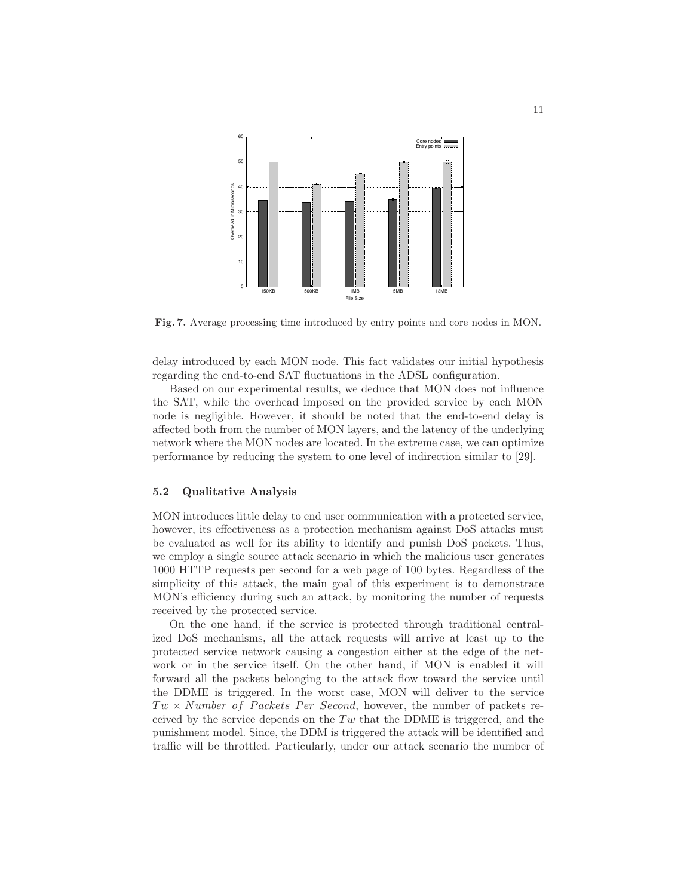Fig. 7. Average processing time introduced by entry points and core nodes in MON.

delay introduced by each MON node. This fact validates our initial hypothesis regarding the end-to-end SAT fluctuations in the ADSL configuration.

Based on our experimental results, we deduce that MON does not influence the SAT, while the overhead imposed on the provided service by each MON node is negligible. However, it should be noted that the end-to-end delay is affected both from the number of MON layers, and the latency of the underlying network where the MON nodes are located. In the extreme case, we can optimize performance by reducing the system to one level of indirection similar to [29].

### 5.2 Qualitative Analysis

MON introduces little delay to end user communication with a protected service, however, its effectiveness as a protection mechanism against DoS attacks must be evaluated as well for its ability to identify and punish DoS packets. Thus, we employ a single source attack scenario in which the malicious user generates 1000 HTTP requests per second for a web page of 100 bytes. Regardless of the simplicity of this attack, the main goal of this experiment is to demonstrate MON's efficiency during such an attack, by monitoring the number of requests received by the protected service.

On the one hand, if the service is protected through traditional centralized DoS mechanisms, all the attack requests will arrive at least up to the protected service network causing a congestion either at the edge of the network or in the service itself. On the other hand, if MON is enabled it will forward all the packets belonging to the attack flow toward the service until the DDME is triggered. In the worst case, MON will deliver to the service $Tw \times Number\ of\ Packets\ Per\ Second$, however, the number of packets received by the service depends on the $Tw$ that the DDME is triggered, and the punishment model. Since, the DDM is triggered the attack will be identified and traffic will be throttled. Particularly, under our attack scenario the number of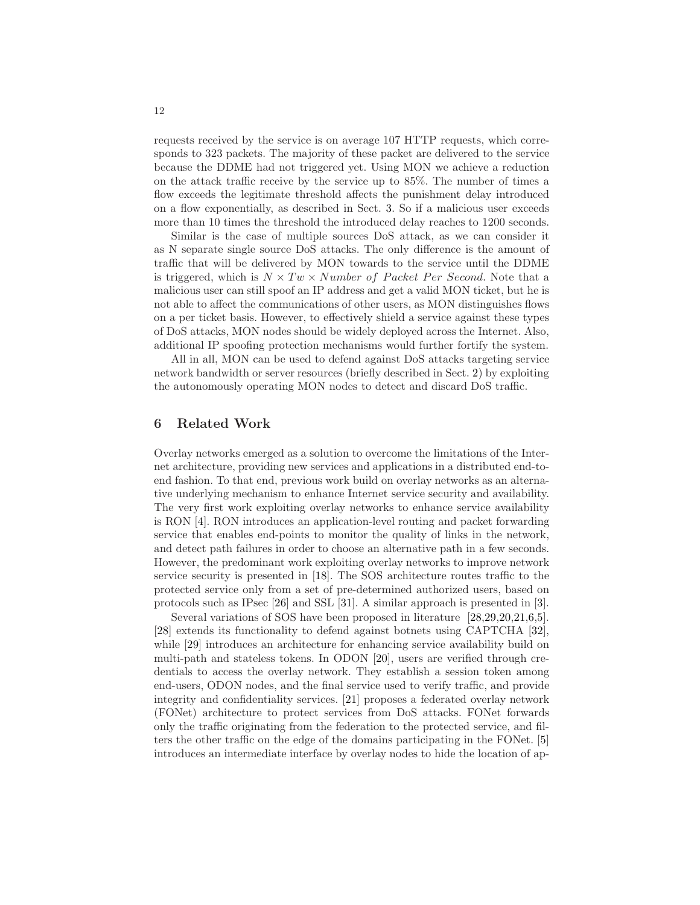requests received by the service is on average 107 HTTP requests, which corresponds to 323 packets. The majority of these packet are delivered to the service because the DDME had not triggered yet. Using MON we achieve a reduction on the attack traffic receive by the service up to 85%. The number of times a flow exceeds the legitimate threshold affects the punishment delay introduced on a flow exponentially, as described in Sect. 3. So if a malicious user exceeds more than 10 times the threshold the introduced delay reaches to 1200 seconds.

Similar is the case of multiple sources DoS attack, as we can consider it as N separate single source DoS attacks. The only difference is the amount of traffic that will be delivered by MON towards to the service until the DDME is triggered, which is $N \times Tw \times Number\ of\ Packet\ Per\ Second$. Note that a malicious user can still spoof an IP address and get a valid MON ticket, but he is not able to affect the communications of other users, as MON distinguishes flows on a per ticket basis. However, to effectively shield a service against these types of DoS attacks, MON nodes should be widely deployed across the Internet. Also, additional IP spoofing protection mechanisms would further fortify the system.

All in all, MON can be used to defend against DoS attacks targeting service network bandwidth or server resources (briefly described in Sect. 2) by exploiting the autonomously operating MON nodes to detect and discard DoS traffic.

## 6 Related Work

Overlay networks emerged as a solution to overcome the limitations of the Internet architecture, providing new services and applications in a distributed end-to-end fashion. To that end, previous work build on overlay networks as an alternative underlying mechanism to enhance Internet service security and availability. The very first work exploiting overlay networks to enhance service availability is RON [4]. RON introduces an application-level routing and packet forwarding service that enables end-points to monitor the quality of links in the network, and detect path failures in order to choose an alternative path in a few seconds. However, the predominant work exploiting overlay networks to improve network service security is presented in [18]. The SOS architecture routes traffic to the protected service only from a set of pre-determined authorized users, based on protocols such as IPsec [26] and SSL [31]. A similar approach is presented in [3].

Several variations of SOS have been proposed in literature [28,29,20,21,6,5]. [28] extends its functionality to defend against botnets using CAPTCHA [32], while [29] introduces an architecture for enhancing service availability build on multi-path and stateless tokens. In ODON [20], users are verified through credentials to access the overlay network. They establish a session token among end-users, ODON nodes, and the final service used to verify traffic, and provide integrity and confidentiality services. [21] proposes a federated overlay network (FONet) architecture to protect services from DoS attacks. FONet forwards only the traffic originating from the federation to the protected service, and filters the other traffic on the edge of the domains participating in the FONet. [5] introduces an intermediate interface by overlay nodes to hide the location of ap-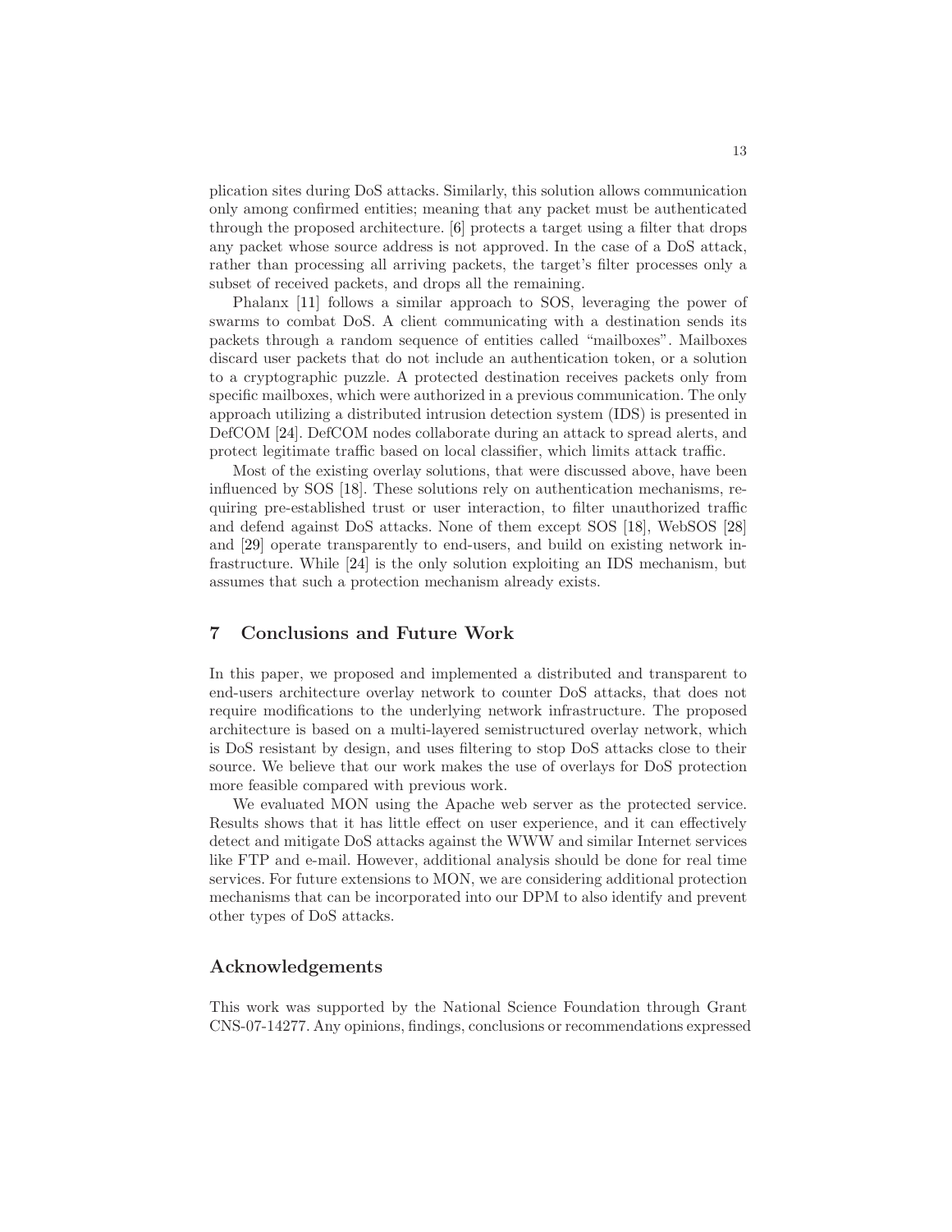plication sites during DoS attacks. Similarly, this solution allows communication only among confirmed entities; meaning that any packet must be authenticated through the proposed architecture. [6] protects a target using a filter that drops any packet whose source address is not approved. In the case of a DoS attack, rather than processing all arriving packets, the target's filter processes only a subset of received packets, and drops all the remaining.

Phalanx [11] follows a similar approach to SOS, leveraging the power of swarms to combat DoS. A client communicating with a destination sends its packets through a random sequence of entities called "mailboxes". Mailboxes discard user packets that do not include an authentication token, or a solution to a cryptographic puzzle. A protected destination receives packets only from specific mailboxes, which were authorized in a previous communication. The only approach utilizing a distributed intrusion detection system (IDS) is presented in DefCOM [24]. DefCOM nodes collaborate during an attack to spread alerts, and protect legitimate traffic based on local classifier, which limits attack traffic.

Most of the existing overlay solutions, that were discussed above, have been influenced by SOS [18]. These solutions rely on authentication mechanisms, requiring pre-established trust or user interaction, to filter unauthorized traffic and defend against DoS attacks. None of them except SOS [18], WebSOS [28] and [29] operate transparently to end-users, and build on existing network infrastructure. While [24] is the only solution exploiting an IDS mechanism, but assumes that such a protection mechanism already exists.

## 7 Conclusions and Future Work

In this paper, we proposed and implemented a distributed and transparent to end-users architecture overlay network to counter DoS attacks, that does not require modifications to the underlying network infrastructure. The proposed architecture is based on a multi-layered semistructured overlay network, which is DoS resistant by design, and uses filtering to stop DoS attacks close to their source. We believe that our work makes the use of overlays for DoS protection more feasible compared with previous work.

We evaluated MON using the Apache web server as the protected service. Results shows that it has little effect on user experience, and it can effectively detect and mitigate DoS attacks against the WWW and similar Internet services like FTP and e-mail. However, additional analysis should be done for real time services. For future extensions to MON, we are considering additional protection mechanisms that can be incorporated into our DPM to also identify and prevent other types of DoS attacks.

## Acknowledgements

This work was supported by the National Science Foundation through Grant CNS-07-14277. Any opinions, findings, conclusions or recommendations expressed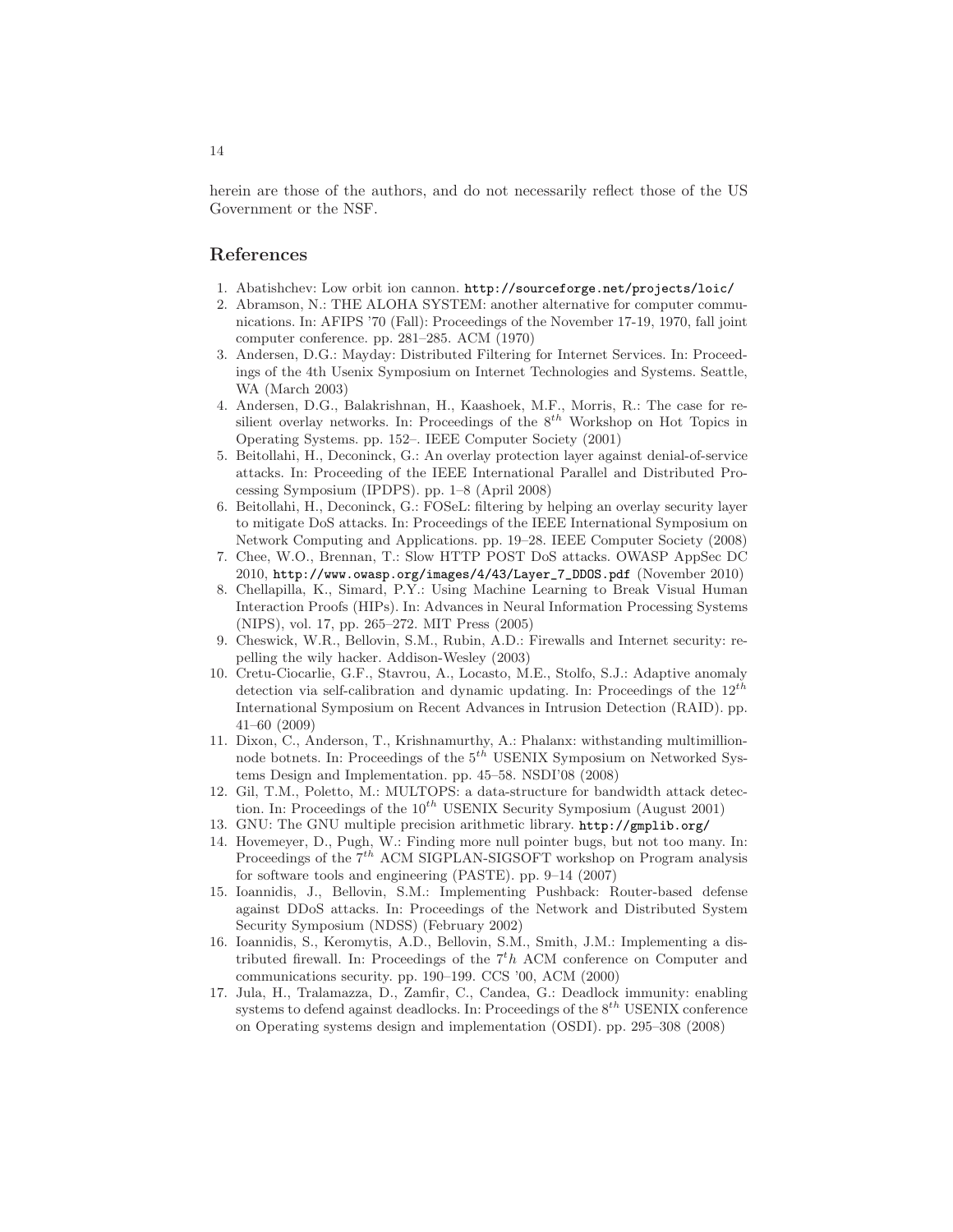herein are those of the authors, and do not necessarily reflect those of the US Government or the NSF.

## References

1. Abatishchev: Low orbit ion cannon. http://sourceforge.net/projects/loic/
2. Abramson, N.: THE ALOHA SYSTEM: another alternative for computer communications. In: AFIPS '70 (Fall): Proceedings of the November 17-19, 1970, fall joint computer conference. pp. 281–285. ACM (1970)
3. Andersen, D.G.: Mayday: Distributed Filtering for Internet Services. In: Proceedings of the 4th Usenix Symposium on Internet Technologies and Systems. Seattle, WA (March 2003)
4. Andersen, D.G., Balakrishnan, H., Kaashoek, M.F., Morris, R.: The case for resilient overlay networks. In: Proceedings of the $8^{th}$ Workshop on Hot Topics in Operating Systems. pp. 152–. IEEE Computer Society (2001)
5. Beitollahi, H., Deconinck, G.: An overlay protection layer against denial-of-service attacks. In: Proceeding of the IEEE International Parallel and Distributed Processing Symposium (IPDPS). pp. 1–8 (April 2008)
6. Beitollahi, H., Deconinck, G.: FOSeL: filtering by helping an overlay security layer to mitigate DoS attacks. In: Proceedings of the IEEE International Symposium on Network Computing and Applications. pp. 19–28. IEEE Computer Society (2008)
7. Chee, W.O., Brennan, T.: Slow HTTP POST DoS attacks. OWASP AppSec DC 2010, http://www.owasp.org/images/4/43/Layer_7_DDOS.pdf (November 2010)
8. Chellapilla, K., Simard, P.Y.: Using Machine Learning to Break Visual Human Interaction Proofs (HIPs). In: Advances in Neural Information Processing Systems (NIPS), vol. 17, pp. 265–272. MIT Press (2005)
9. Cheswick, W.R., Bellovin, S.M., Rubin, A.D.: Firewalls and Internet security: repelling the wily hacker. Addison-Wesley (2003)
10. Cretu-Ciocarlie, G.F., Stavrou, A., Locasto, M.E., Stolfo, S.J.: Adaptive anomaly detection via self-calibration and dynamic updating. In: Proceedings of the $12^{th}$ International Symposium on Recent Advances in Intrusion Detection (RAID). pp. 41–60 (2009)
11. Dixon, C., Anderson, T., Krishnamurthy, A.: Phalanx: withstanding multimillion-node botnets. In: Proceedings of the $5^{th}$ USENIX Symposium on Networked Systems Design and Implementation. pp. 45–58. NSDI'08 (2008)
12. Gil, T.M., Poletto, M.: MULTOPS: a data-structure for bandwidth attack detection. In: Proceedings of the $10^{th}$ USENIX Security Symposium (August 2001)
13. GNU: The GNU multiple precision arithmetic library. http://gmplib.org/
14. Hovemeyer, D., Pugh, W.: Finding more null pointer bugs, but not too many. In: Proceedings of the $7^{th}$ ACM SIGPLAN-SIGSOFT workshop on Program analysis for software tools and engineering (PASTE). pp. 9–14 (2007)
15. Ioannidis, J., Bellovin, S.M.: Implementing Pushback: Router-based defense against DDoS attacks. In: Proceedings of the Network and Distributed System Security Symposium (NDSS) (February 2002)
16. Ioannidis, S., Keromytis, A.D., Bellovin, S.M., Smith, J.M.: Implementing a distributed firewall. In: Proceedings of the $7^th$ ACM conference on Computer and communications security. pp. 190–199. CCS '00, ACM (2000)
17. Jula, H., Tralamazza, D., Zamfir, C., Candea, G.: Deadlock immunity: enabling systems to defend against deadlocks. In: Proceedings of the $8^{th}$ USENIX conference on Operating systems design and implementation (OSDI). pp. 295–308 (2008)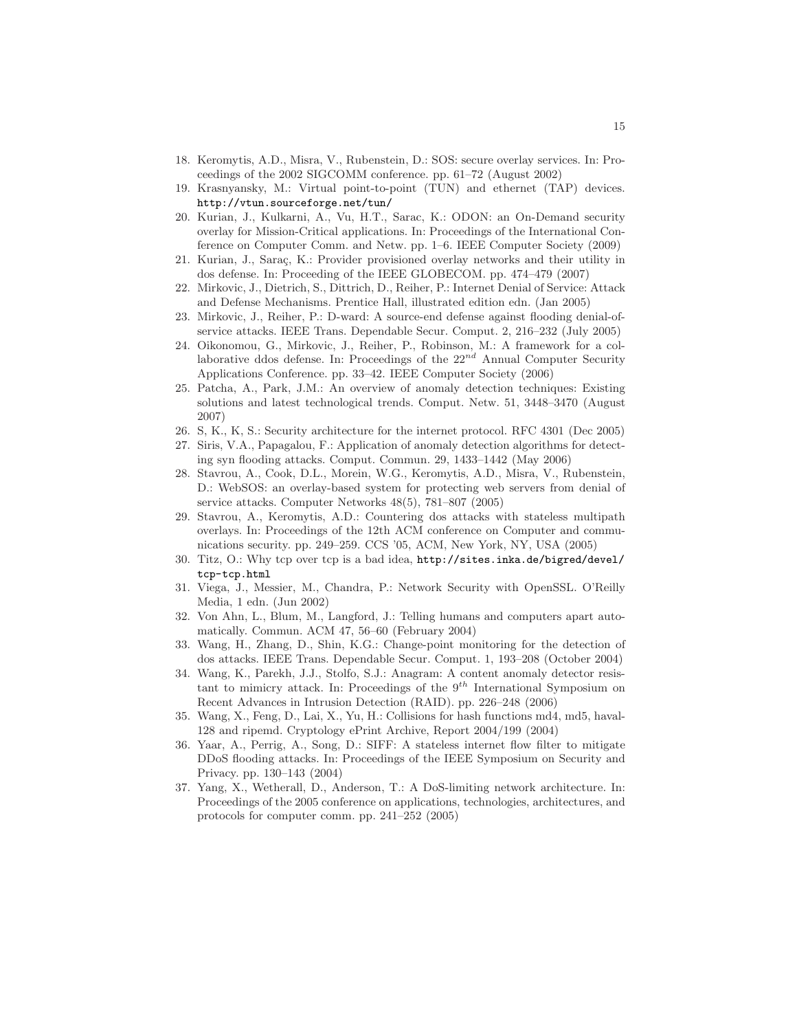18. Keromytis, A.D., Misra, V., Rubenstein, D.: SOS: secure overlay services. In: Proceedings of the 2002 SIGCOMM conference. pp. 61–72 (August 2002)
19. Krasnyansky, M.: Virtual point-to-point (TUN) and ethernet (TAP) devices. http://vtun.sourceforge.net/tun/
20. Kurian, J., Kulkarni, A., Vu, H.T., Sarac, K.: ODON: an On-Demand security overlay for Mission-Critical applications. In: Proceedings of the International Conference on Computer Comm. and Netw. pp. 1–6. IEEE Computer Society (2009)
21. Kurian, J., Saraç, K.: Provider provisioned overlay networks and their utility in dos defense. In: Proceeding of the IEEE GLOBECOM. pp. 474–479 (2007)
22. Mirkovic, J., Dietrich, S., Dittrich, D., Reiher, P.: Internet Denial of Service: Attack and Defense Mechanisms. Prentice Hall, illustrated edition edn. (Jan 2005)
23. Mirkovic, J., Reiher, P.: D-ward: A source-end defense against flooding denial-of-service attacks. IEEE Trans. Dependable Secur. Comput. 2, 216–232 (July 2005)
24. Oikonomou, G., Mirkovic, J., Reiher, P., Robinson, M.: A framework for a collaborative ddos defense. In: Proceedings of the $22^{nd}$ Annual Computer Security Applications Conference. pp. 33–42. IEEE Computer Society (2006)
25. Patcha, A., Park, J.M.: An overview of anomaly detection techniques: Existing solutions and latest technological trends. Comput. Netw. 51, 3448–3470 (August 2007)
26. S, K., K, S.: Security architecture for the internet protocol. RFC 4301 (Dec 2005)
27. Siris, V.A., Papagalou, F.: Application of anomaly detection algorithms for detecting syn flooding attacks. Comput. Commun. 29, 1433–1442 (May 2006)
28. Stavrou, A., Cook, D.L., Morein, W.G., Keromytis, A.D., Misra, V., Rubenstein, D.: WebSOS: an overlay-based system for protecting web servers from denial of service attacks. Computer Networks 48(5), 781–807 (2005)
29. Stavrou, A., Keromytis, A.D.: Countering dos attacks with stateless multipath overlays. In: Proceedings of the 12th ACM conference on Computer and communications security. pp. 249–259. CCS '05, ACM, New York, NY, USA (2005)
30. Titz, O.: Why tcp over tcp is a bad idea, http://sites.inka.de/bigred/devel/tcp-tcp.html
31. Viega, J., Messier, M., Chandra, P.: Network Security with OpenSSL. O'Reilly Media, 1 edn. (Jun 2002)
32. Von Ahn, L., Blum, M., Langford, J.: Telling humans and computers apart automatically. Commun. ACM 47, 56–60 (February 2004)
33. Wang, H., Zhang, D., Shin, K.G.: Change-point monitoring for the detection of dos attacks. IEEE Trans. Dependable Secur. Comput. 1, 193–208 (October 2004)
34. Wang, K., Parekh, J.J., Stolfo, S.J.: Anagram: A content anomaly detector resistant to mimicry attack. In: Proceedings of the $9^{th}$ International Symposium on Recent Advances in Intrusion Detection (RAID). pp. 226–248 (2006)
35. Wang, X., Feng, D., Lai, X., Yu, H.: Collisions for hash functions md4, md5, haval-128 and ripemd. Cryptology ePrint Archive, Report 2004/199 (2004)
36. Yaar, A., Perrig, A., Song, D.: SIFF: A stateless internet flow filter to mitigate DDoS flooding attacks. In: Proceedings of the IEEE Symposium on Security and Privacy. pp. 130–143 (2004)
37. Yang, X., Wetherall, D., Anderson, T.: A DoS-limiting network architecture. In: Proceedings of the 2005 conference on applications, technologies, architectures, and protocols for computer comm. pp. 241–252 (2005)